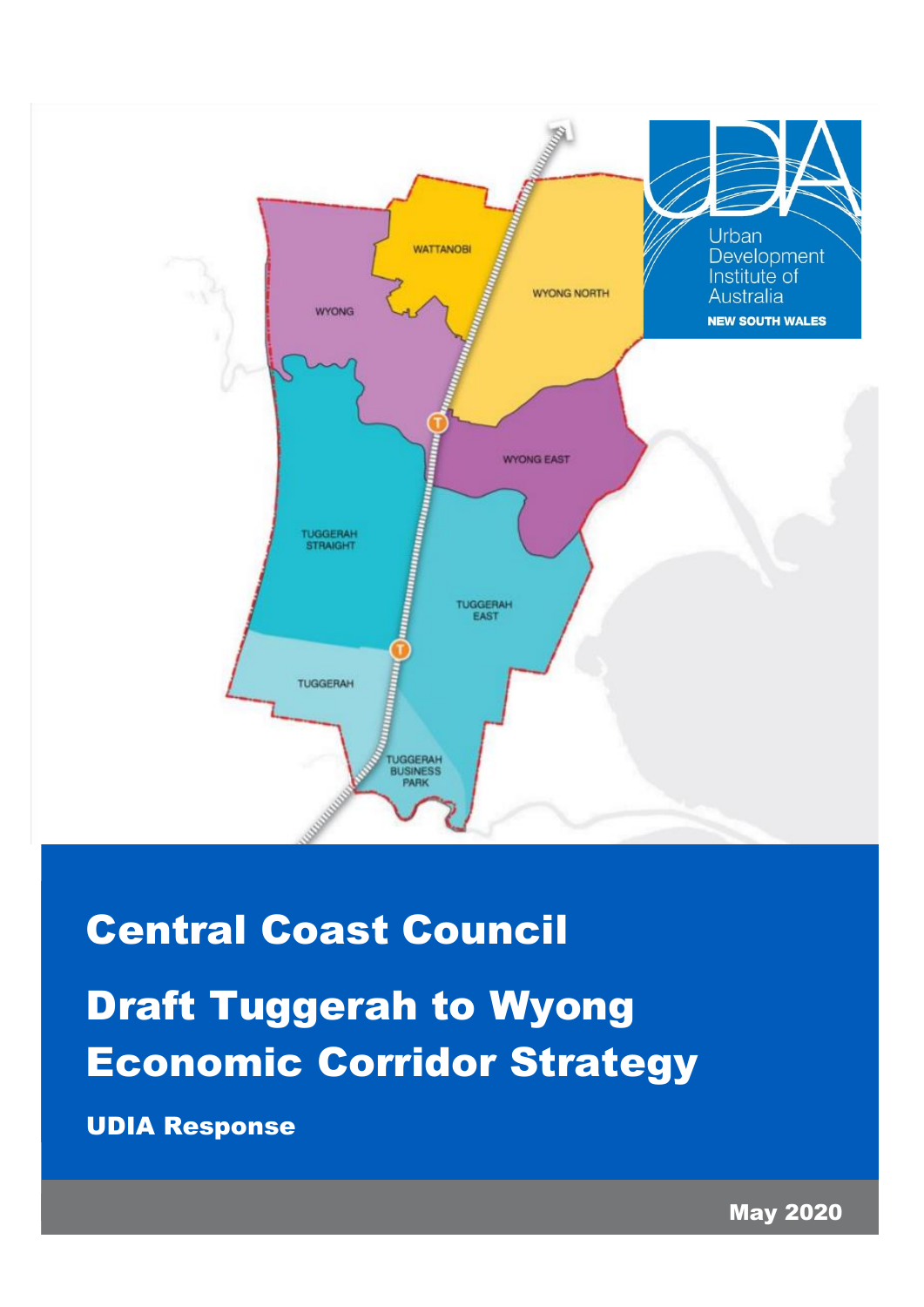WATTANOBI
WYONG NORTH
WYONG
WYONG EAST
TUGGERAH STRAIGHT
TUGGERAH EAST
TUGGERAH
TUGGERAH BUSINESS PARK

Urban Development Institute of Australia
NEW SOUTH WALES

# Central Coast Council

# Draft Tuggerah to Wyong Economic Corridor Strategy

**UDIA Response**

**May 2020**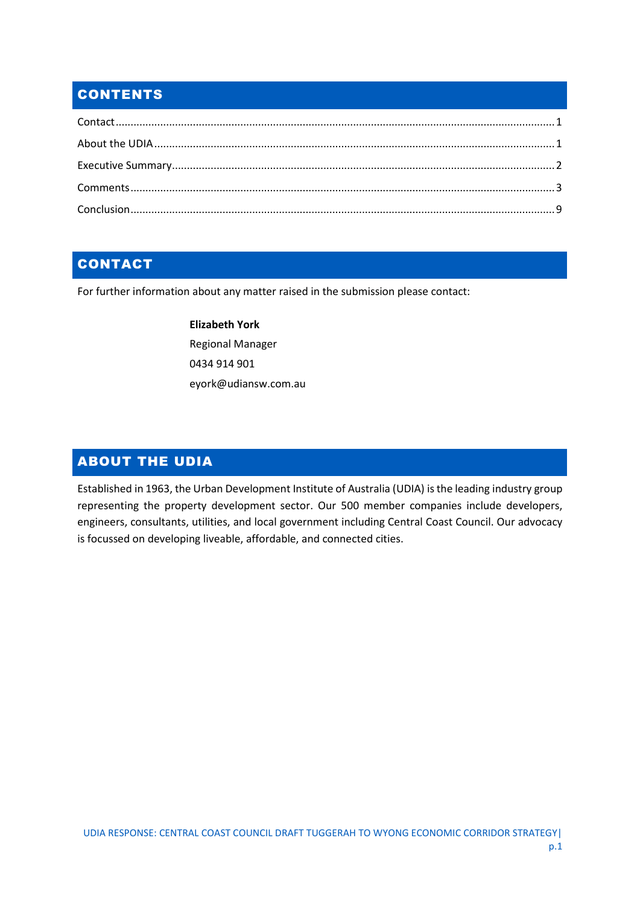## CONTENTS

Contact....................................................................................................................................1

About the UDIA.........................................................................................................................1

Executive Summary..................................................................................................................2

Comments.................................................................................................................................3

Conclusion................................................................................................................................9

## CONTACT

For further information about any matter raised in the submission please contact:

**Elizabeth York**
Regional Manager
0434 914 901
eyork@udiansw.com.au

## ABOUT THE UDIA

Established in 1963, the Urban Development Institute of Australia (UDIA) is the leading industry group representing the property development sector. Our 500 member companies include developers, engineers, consultants, utilities, and local government including Central Coast Council. Our advocacy is focussed on developing liveable, affordable, and connected cities.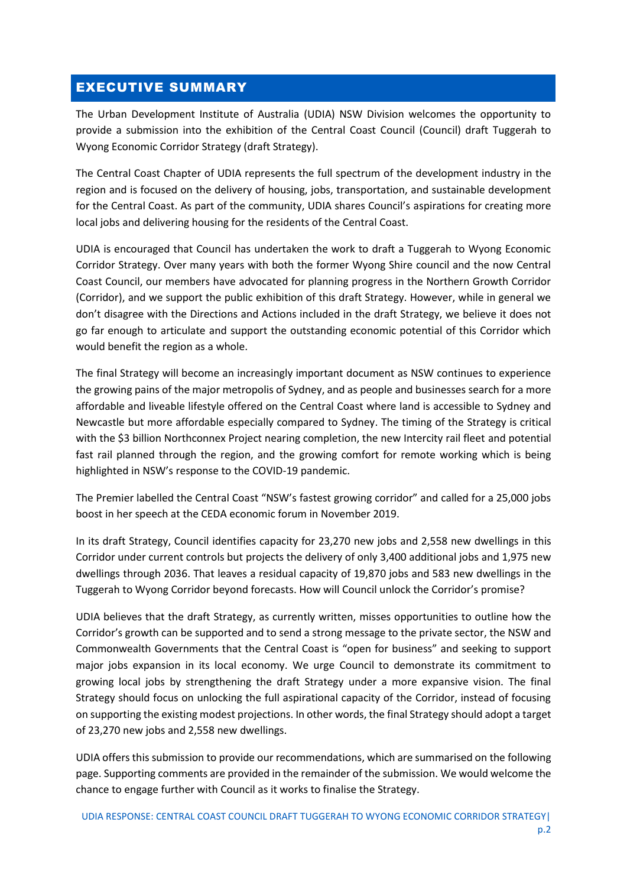## EXECUTIVE SUMMARY

The Urban Development Institute of Australia (UDIA) NSW Division welcomes the opportunity to provide a submission into the exhibition of the Central Coast Council (Council) draft Tuggerah to Wyong Economic Corridor Strategy (draft Strategy).

The Central Coast Chapter of UDIA represents the full spectrum of the development industry in the region and is focused on the delivery of housing, jobs, transportation, and sustainable development for the Central Coast. As part of the community, UDIA shares Council's aspirations for creating more local jobs and delivering housing for the residents of the Central Coast.

UDIA is encouraged that Council has undertaken the work to draft a Tuggerah to Wyong Economic Corridor Strategy. Over many years with both the former Wyong Shire council and the now Central Coast Council, our members have advocated for planning progress in the Northern Growth Corridor (Corridor), and we support the public exhibition of this draft Strategy. However, while in general we don't disagree with the Directions and Actions included in the draft Strategy, we believe it does not go far enough to articulate and support the outstanding economic potential of this Corridor which would benefit the region as a whole.

The final Strategy will become an increasingly important document as NSW continues to experience the growing pains of the major metropolis of Sydney, and as people and businesses search for a more affordable and liveable lifestyle offered on the Central Coast where land is accessible to Sydney and Newcastle but more affordable especially compared to Sydney. The timing of the Strategy is critical with the $3 billion Northconnex Project nearing completion, the new Intercity rail fleet and potential fast rail planned through the region, and the growing comfort for remote working which is being highlighted in NSW's response to the COVID-19 pandemic.

The Premier labelled the Central Coast "NSW's fastest growing corridor" and called for a 25,000 jobs boost in her speech at the CEDA economic forum in November 2019.

In its draft Strategy, Council identifies capacity for 23,270 new jobs and 2,558 new dwellings in this Corridor under current controls but projects the delivery of only 3,400 additional jobs and 1,975 new dwellings through 2036. That leaves a residual capacity of 19,870 jobs and 583 new dwellings in the Tuggerah to Wyong Corridor beyond forecasts. How will Council unlock the Corridor's promise?

UDIA believes that the draft Strategy, as currently written, misses opportunities to outline how the Corridor's growth can be supported and to send a strong message to the private sector, the NSW and Commonwealth Governments that the Central Coast is "open for business" and seeking to support major jobs expansion in its local economy. We urge Council to demonstrate its commitment to growing local jobs by strengthening the draft Strategy under a more expansive vision. The final Strategy should focus on unlocking the full aspirational capacity of the Corridor, instead of focusing on supporting the existing modest projections. In other words, the final Strategy should adopt a target of 23,270 new jobs and 2,558 new dwellings.

UDIA offers this submission to provide our recommendations, which are summarised on the following page. Supporting comments are provided in the remainder of the submission. We would welcome the chance to engage further with Council as it works to finalise the Strategy.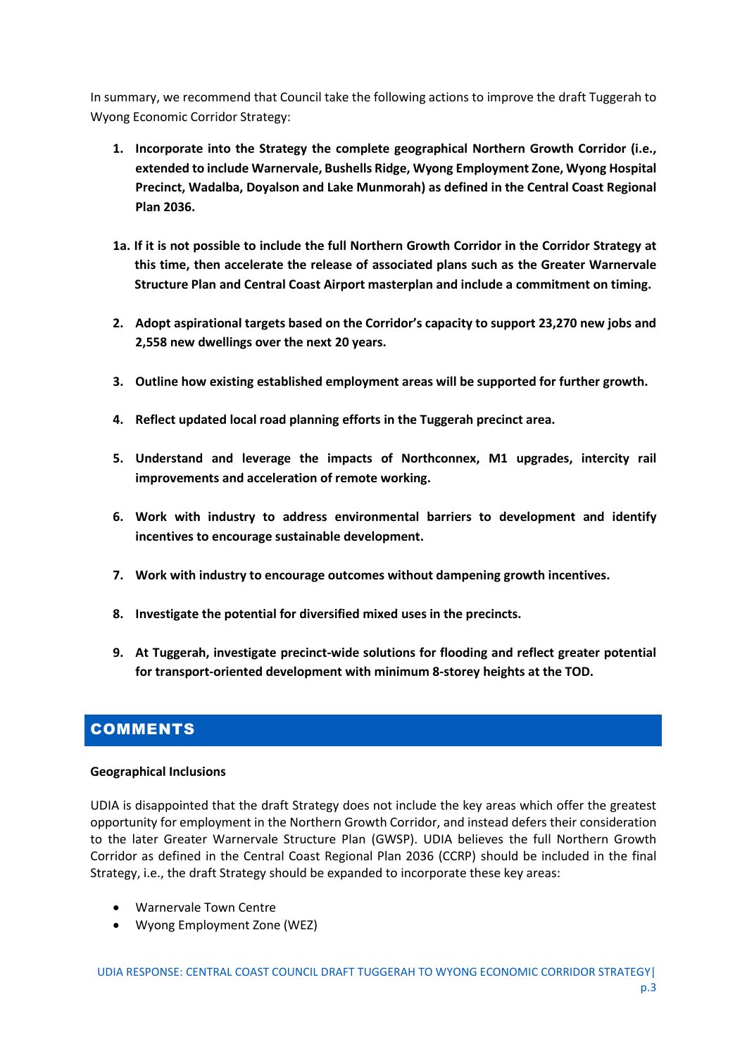In summary, we recommend that Council take the following actions to improve the draft Tuggerah to Wyong Economic Corridor Strategy:

1. **Incorporate into the Strategy the complete geographical Northern Growth Corridor (i.e., extended to include Warnervale, Bushells Ridge, Wyong Employment Zone, Wyong Hospital Precinct, Wadalba, Doyalson and Lake Munmorah) as defined in the Central Coast Regional Plan 2036.**

   **1a. If it is not possible to include the full Northern Growth Corridor in the Corridor Strategy at this time, then accelerate the release of associated plans such as the Greater Warnervale Structure Plan and Central Coast Airport masterplan and include a commitment on timing.**

2. **Adopt aspirational targets based on the Corridor's capacity to support 23,270 new jobs and 2,558 new dwellings over the next 20 years.**

3. **Outline how existing established employment areas will be supported for further growth.**

4. **Reflect updated local road planning efforts in the Tuggerah precinct area.**

5. **Understand and leverage the impacts of Northconnex, M1 upgrades, intercity rail improvements and acceleration of remote working.**

6. **Work with industry to address environmental barriers to development and identify incentives to encourage sustainable development.**

7. **Work with industry to encourage outcomes without dampening growth incentives.**

8. **Investigate the potential for diversified mixed uses in the precincts.**

9. **At Tuggerah, investigate precinct-wide solutions for flooding and reflect greater potential for transport-oriented development with minimum 8-storey heights at the TOD.**

## COMMENTS

**Geographical Inclusions**

UDIA is disappointed that the draft Strategy does not include the key areas which offer the greatest opportunity for employment in the Northern Growth Corridor, and instead defers their consideration to the later Greater Warnervale Structure Plan (GWSP). UDIA believes the full Northern Growth Corridor as defined in the Central Coast Regional Plan 2036 (CCRP) should be included in the final Strategy, i.e., the draft Strategy should be expanded to incorporate these key areas:

- Warnervale Town Centre
- Wyong Employment Zone (WEZ)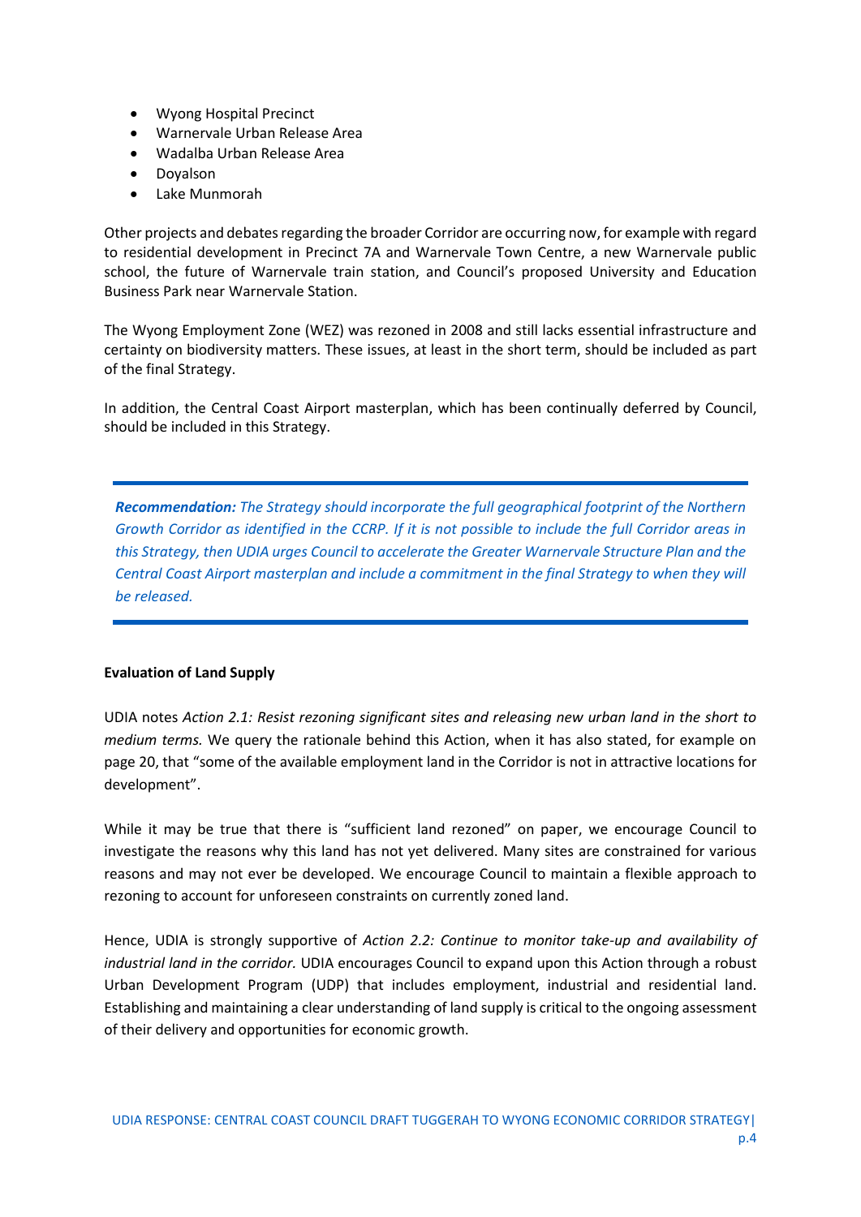- Wyong Hospital Precinct
- Warnervale Urban Release Area
- Wadalba Urban Release Area
- Doyalson
- Lake Munmorah

Other projects and debates regarding the broader Corridor are occurring now, for example with regard to residential development in Precinct 7A and Warnervale Town Centre, a new Warnervale public school, the future of Warnervale train station, and Council's proposed University and Education Business Park near Warnervale Station.

The Wyong Employment Zone (WEZ) was rezoned in 2008 and still lacks essential infrastructure and certainty on biodiversity matters. These issues, at least in the short term, should be included as part of the final Strategy.

In addition, the Central Coast Airport masterplan, which has been continually deferred by Council, should be included in this Strategy.

---

***Recommendation:*** *The Strategy should incorporate the full geographical footprint of the Northern Growth Corridor as identified in the CCRP. If it is not possible to include the full Corridor areas in this Strategy, then UDIA urges Council to accelerate the Greater Warnervale Structure Plan and the Central Coast Airport masterplan and include a commitment in the final Strategy to when they will be released.*

---

**Evaluation of Land Supply**

UDIA notes *Action 2.1: Resist rezoning significant sites and releasing new urban land in the short to medium terms.* We query the rationale behind this Action, when it has also stated, for example on page 20, that "some of the available employment land in the Corridor is not in attractive locations for development".

While it may be true that there is "sufficient land rezoned" on paper, we encourage Council to investigate the reasons why this land has not yet delivered. Many sites are constrained for various reasons and may not ever be developed. We encourage Council to maintain a flexible approach to rezoning to account for unforeseen constraints on currently zoned land.

Hence, UDIA is strongly supportive of *Action 2.2: Continue to monitor take-up and availability of industrial land in the corridor.* UDIA encourages Council to expand upon this Action through a robust Urban Development Program (UDP) that includes employment, industrial and residential land. Establishing and maintaining a clear understanding of land supply is critical to the ongoing assessment of their delivery and opportunities for economic growth.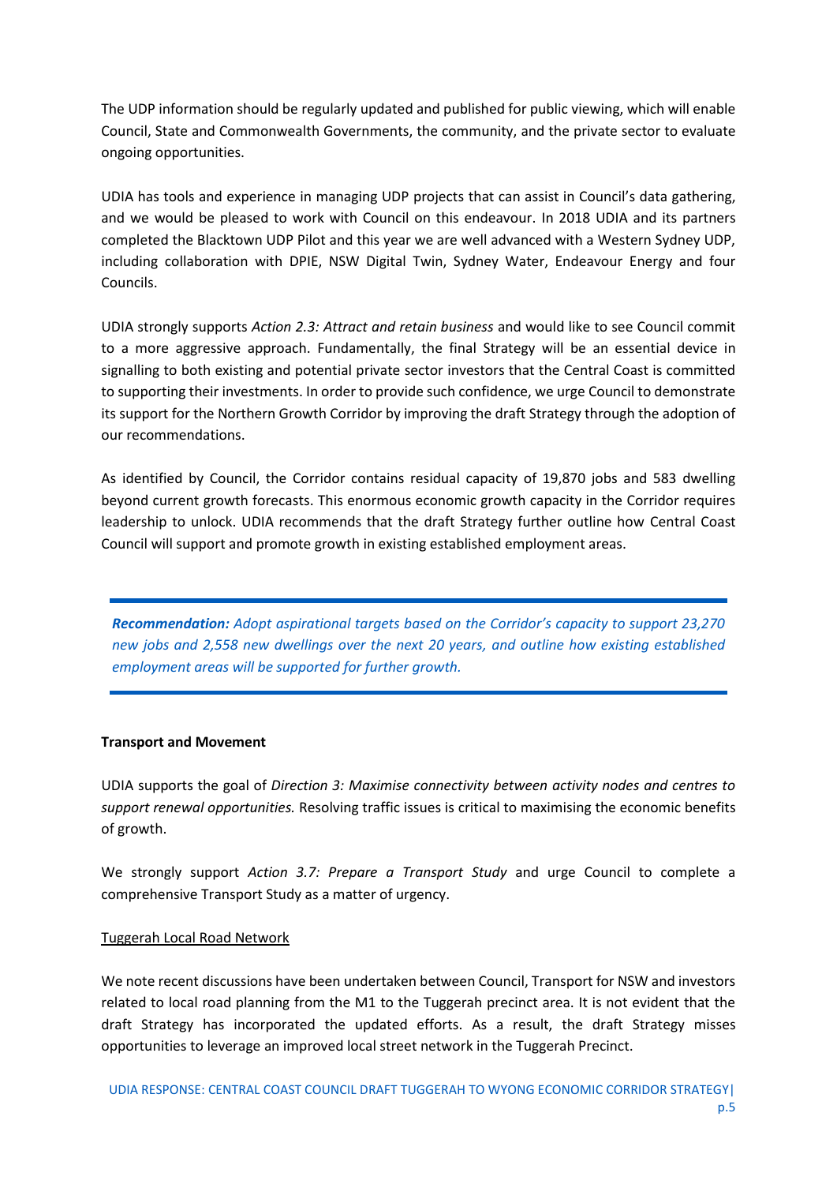The UDP information should be regularly updated and published for public viewing, which will enable Council, State and Commonwealth Governments, the community, and the private sector to evaluate ongoing opportunities.

UDIA has tools and experience in managing UDP projects that can assist in Council's data gathering, and we would be pleased to work with Council on this endeavour. In 2018 UDIA and its partners completed the Blacktown UDP Pilot and this year we are well advanced with a Western Sydney UDP, including collaboration with DPIE, NSW Digital Twin, Sydney Water, Endeavour Energy and four Councils.

UDIA strongly supports *Action 2.3: Attract and retain business* and would like to see Council commit to a more aggressive approach. Fundamentally, the final Strategy will be an essential device in signalling to both existing and potential private sector investors that the Central Coast is committed to supporting their investments. In order to provide such confidence, we urge Council to demonstrate its support for the Northern Growth Corridor by improving the draft Strategy through the adoption of our recommendations.

As identified by Council, the Corridor contains residual capacity of 19,870 jobs and 583 dwelling beyond current growth forecasts. This enormous economic growth capacity in the Corridor requires leadership to unlock. UDIA recommends that the draft Strategy further outline how Central Coast Council will support and promote growth in existing established employment areas.

***Recommendation:*** *Adopt aspirational targets based on the Corridor's capacity to support 23,270 new jobs and 2,558 new dwellings over the next 20 years, and outline how existing established employment areas will be supported for further growth.*

**Transport and Movement**

UDIA supports the goal of *Direction 3: Maximise connectivity between activity nodes and centres to support renewal opportunities.* Resolving traffic issues is critical to maximising the economic benefits of growth.

We strongly support *Action 3.7: Prepare a Transport Study* and urge Council to complete a comprehensive Transport Study as a matter of urgency.

<u>Tuggerah Local Road Network</u>

We note recent discussions have been undertaken between Council, Transport for NSW and investors related to local road planning from the M1 to the Tuggerah precinct area. It is not evident that the draft Strategy has incorporated the updated efforts. As a result, the draft Strategy misses opportunities to leverage an improved local street network in the Tuggerah Precinct.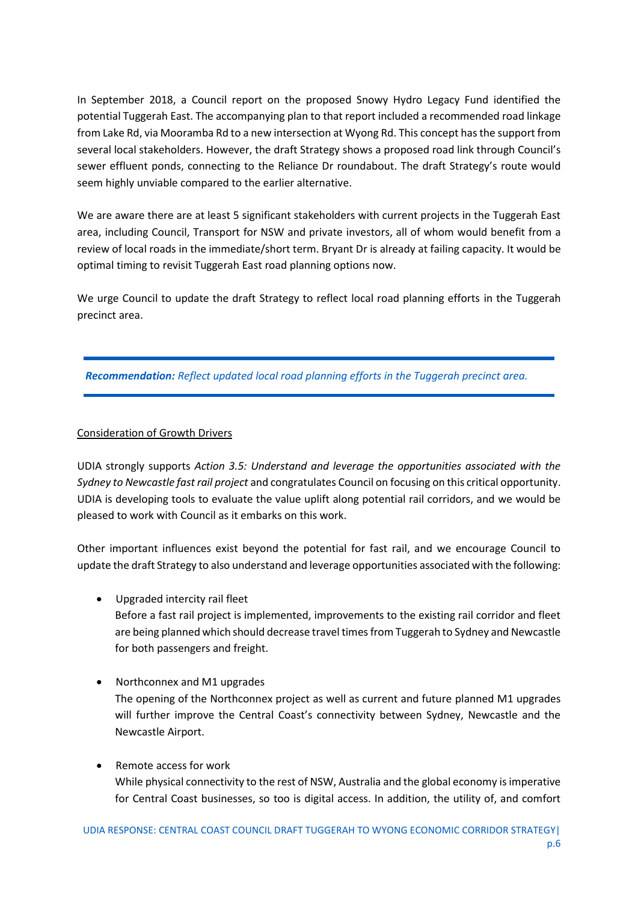In September 2018, a Council report on the proposed Snowy Hydro Legacy Fund identified the potential Tuggerah East. The accompanying plan to that report included a recommended road linkage from Lake Rd, via Mooramba Rd to a new intersection at Wyong Rd. This concept has the support from several local stakeholders. However, the draft Strategy shows a proposed road link through Council's sewer effluent ponds, connecting to the Reliance Dr roundabout. The draft Strategy's route would seem highly unviable compared to the earlier alternative.

We are aware there are at least 5 significant stakeholders with current projects in the Tuggerah East area, including Council, Transport for NSW and private investors, all of whom would benefit from a review of local roads in the immediate/short term. Bryant Dr is already at failing capacity. It would be optimal timing to revisit Tuggerah East road planning options now.

We urge Council to update the draft Strategy to reflect local road planning efforts in the Tuggerah precinct area.

***Recommendation:*** *Reflect updated local road planning efforts in the Tuggerah precinct area.*

Consideration of Growth Drivers

UDIA strongly supports *Action 3.5: Understand and leverage the opportunities associated with the Sydney to Newcastle fast rail project* and congratulates Council on focusing on this critical opportunity. UDIA is developing tools to evaluate the value uplift along potential rail corridors, and we would be pleased to work with Council as it embarks on this work.

Other important influences exist beyond the potential for fast rail, and we encourage Council to update the draft Strategy to also understand and leverage opportunities associated with the following:

- Upgraded intercity rail fleet
  Before a fast rail project is implemented, improvements to the existing rail corridor and fleet are being planned which should decrease travel times from Tuggerah to Sydney and Newcastle for both passengers and freight.

- Northconnex and M1 upgrades
  The opening of the Northconnex project as well as current and future planned M1 upgrades will further improve the Central Coast's connectivity between Sydney, Newcastle and the Newcastle Airport.

- Remote access for work
  While physical connectivity to the rest of NSW, Australia and the global economy is imperative for Central Coast businesses, so too is digital access. In addition, the utility of, and comfort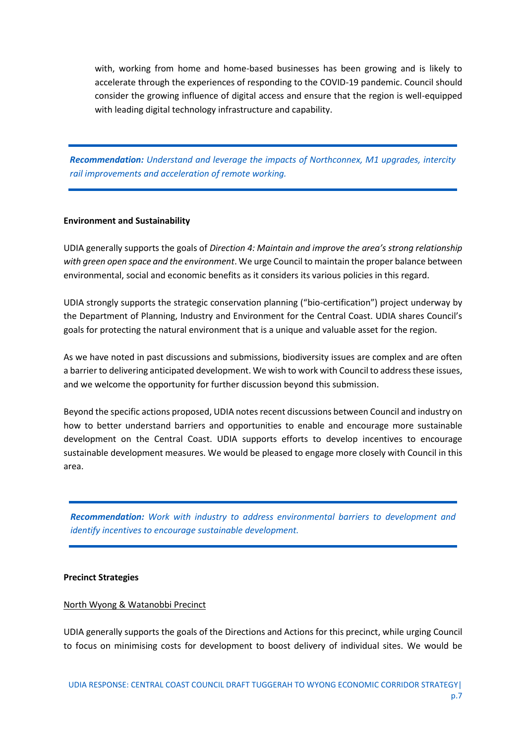with, working from home and home-based businesses has been growing and is likely to accelerate through the experiences of responding to the COVID-19 pandemic. Council should consider the growing influence of digital access and ensure that the region is well-equipped with leading digital technology infrastructure and capability.

***Recommendation:*** *Understand and leverage the impacts of Northconnex, M1 upgrades, intercity rail improvements and acceleration of remote working.*

**Environment and Sustainability**

UDIA generally supports the goals of *Direction 4: Maintain and improve the area's strong relationship with green open space and the environment*. We urge Council to maintain the proper balance between environmental, social and economic benefits as it considers its various policies in this regard.

UDIA strongly supports the strategic conservation planning ("bio-certification") project underway by the Department of Planning, Industry and Environment for the Central Coast. UDIA shares Council's goals for protecting the natural environment that is a unique and valuable asset for the region.

As we have noted in past discussions and submissions, biodiversity issues are complex and are often a barrier to delivering anticipated development. We wish to work with Council to address these issues, and we welcome the opportunity for further discussion beyond this submission.

Beyond the specific actions proposed, UDIA notes recent discussions between Council and industry on how to better understand barriers and opportunities to enable and encourage more sustainable development on the Central Coast. UDIA supports efforts to develop incentives to encourage sustainable development measures. We would be pleased to engage more closely with Council in this area.

***Recommendation:*** *Work with industry to address environmental barriers to development and identify incentives to encourage sustainable development.*

**Precinct Strategies**

North Wyong & Watanobbi Precinct

UDIA generally supports the goals of the Directions and Actions for this precinct, while urging Council to focus on minimising costs for development to boost delivery of individual sites. We would be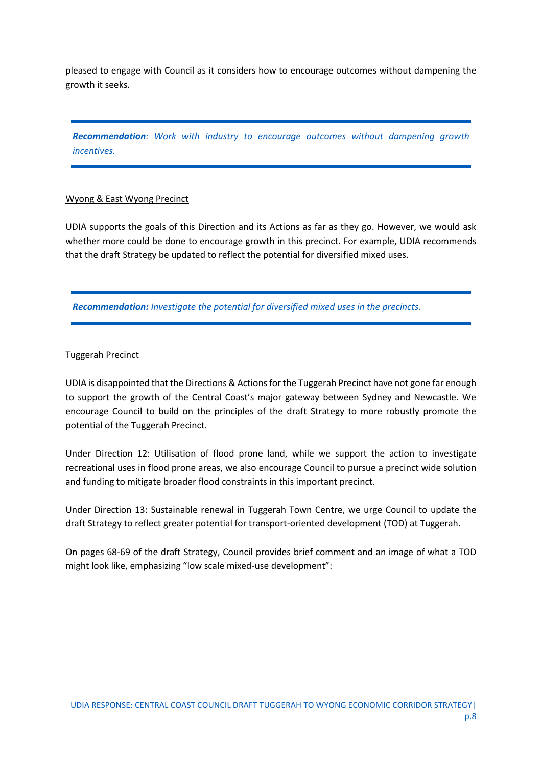pleased to engage with Council as it considers how to encourage outcomes without dampening the growth it seeks.

> ***Recommendation**: Work with industry to encourage outcomes without dampening growth incentives.*

Wyong & East Wyong Precinct

UDIA supports the goals of this Direction and its Actions as far as they go. However, we would ask whether more could be done to encourage growth in this precinct. For example, UDIA recommends that the draft Strategy be updated to reflect the potential for diversified mixed uses.

> ***Recommendation:** Investigate the potential for diversified mixed uses in the precincts.*

Tuggerah Precinct

UDIA is disappointed that the Directions & Actions for the Tuggerah Precinct have not gone far enough to support the growth of the Central Coast's major gateway between Sydney and Newcastle. We encourage Council to build on the principles of the draft Strategy to more robustly promote the potential of the Tuggerah Precinct.

Under Direction 12: Utilisation of flood prone land, while we support the action to investigate recreational uses in flood prone areas, we also encourage Council to pursue a precinct wide solution and funding to mitigate broader flood constraints in this important precinct.

Under Direction 13: Sustainable renewal in Tuggerah Town Centre, we urge Council to update the draft Strategy to reflect greater potential for transport-oriented development (TOD) at Tuggerah.

On pages 68-69 of the draft Strategy, Council provides brief comment and an image of what a TOD might look like, emphasizing "low scale mixed-use development":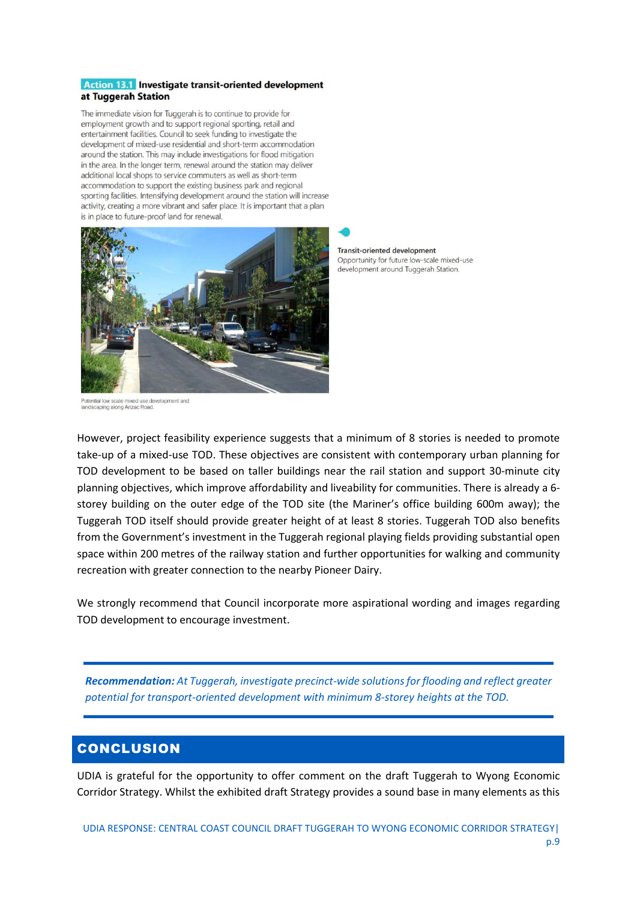**Action 13.1 Investigate transit-oriented development at Tuggerah Station**

The immediate vision for Tuggerah is to continue to provide for employment growth and to support regional sporting, retail and entertainment facilities. Council to seek funding to investigate the development of mixed-use residential and short-term accommodation around the station. This may include investigations for flood mitigation in the area. In the longer term, renewal around the station may deliver additional local shops to service commuters as well as short-term accommodation to support the existing business park and regional sporting facilities. Intensifying development around the station will increase activity, creating a more vibrant and safer place. It is important that a plan is in place to future-proof land for renewal.

Potential low scale mixed use development and landscaping along Anzac Road.

**Transit-oriented development**
Opportunity for future low-scale mixed-use development around Tuggerah Station.

However, project feasibility experience suggests that a minimum of 8 stories is needed to promote take-up of a mixed-use TOD. These objectives are consistent with contemporary urban planning for TOD development to be based on taller buildings near the rail station and support 30-minute city planning objectives, which improve affordability and liveability for communities. There is already a 6-storey building on the outer edge of the TOD site (the Mariner's office building 600m away); the Tuggerah TOD itself should provide greater height of at least 8 stories. Tuggerah TOD also benefits from the Government's investment in the Tuggerah regional playing fields providing substantial open space within 200 metres of the railway station and further opportunities for walking and community recreation with greater connection to the nearby Pioneer Dairy.

We strongly recommend that Council incorporate more aspirational wording and images regarding TOD development to encourage investment.

***Recommendation:** At Tuggerah, investigate precinct-wide solutions for flooding and reflect greater potential for transport-oriented development with minimum 8-storey heights at the TOD.*

## CONCLUSION

UDIA is grateful for the opportunity to offer comment on the draft Tuggerah to Wyong Economic Corridor Strategy. Whilst the exhibited draft Strategy provides a sound base in many elements as this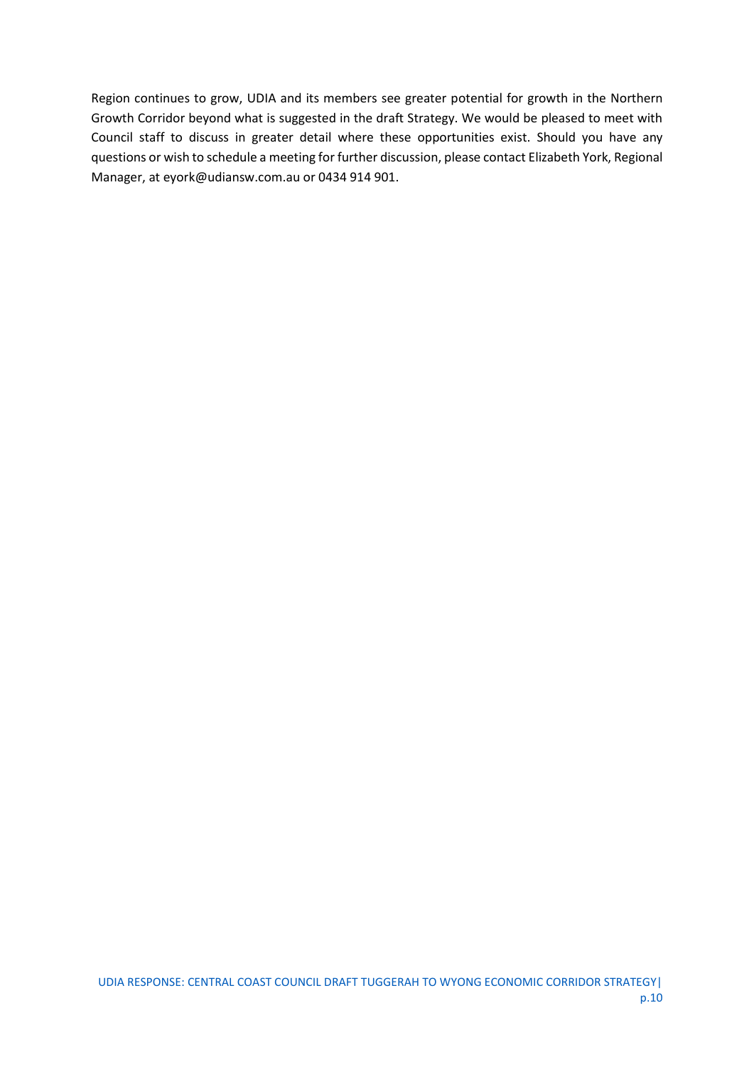Region continues to grow, UDIA and its members see greater potential for growth in the Northern Growth Corridor beyond what is suggested in the draft Strategy. We would be pleased to meet with Council staff to discuss in greater detail where these opportunities exist. Should you have any questions or wish to schedule a meeting for further discussion, please contact Elizabeth York, Regional Manager, at eyork@udiansw.com.au or 0434 914 901.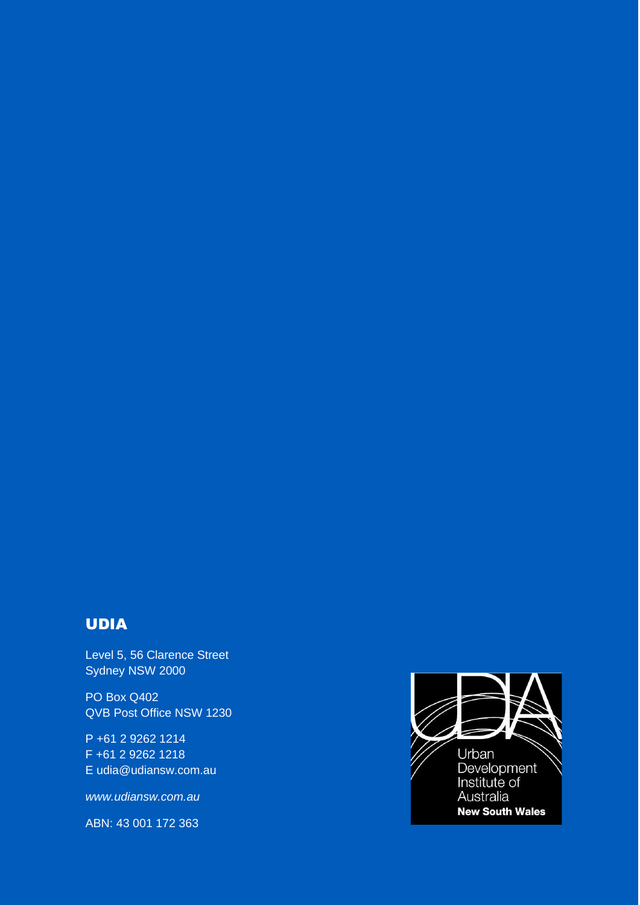## UDIA

Level 5, 56 Clarence Street
Sydney NSW 2000

PO Box Q402
QVB Post Office NSW 1230

P +61 2 9262 1214
F +61 2 9262 1218
E udia@udiansw.com.au

*www.udiansw.com.au*

ABN: 43 001 172 363

Urban Development Institute of Australia
**New South Wales**